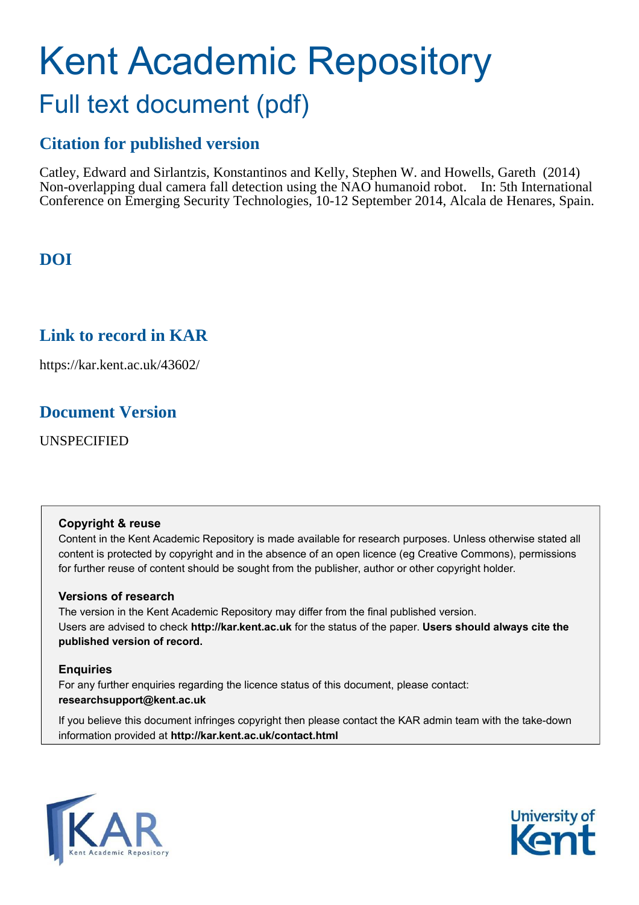# Kent Academic Repository

## Full text document (pdf)

### Citation for published version

Catley, Edward and Sirlantzis, Konstantinos and Kelly, Stephen W. and Howells, Gareth (2014) Non-overlapping dual camera fall detection using the NAO humanoid robot. In: 5th International Conference on Emerging Security Technologies, 10-12 September 2014, Alcala de Henares, Spain.

### DOI

### Link to record in KAR

https://kar.kent.ac.uk/43602/

### Document Version

UNSPECIFIED

**Copyright & reuse**

Content in the Kent Academic Repository is made available for research purposes. Unless otherwise stated all content is protected by copyright and in the absence of an open licence (eg Creative Commons), permissions for further reuse of content should be sought from the publisher, author or other copyright holder.

**Versions of research**

The version in the Kent Academic Repository may differ from the final published version. Users are advised to check **http://kar.kent.ac.uk** for the status of the paper. **Users should always cite the published version of record.**

**Enquiries**

For any further enquiries regarding the licence status of this document, please contact: **researchsupport@kent.ac.uk**

If you believe this document infringes copyright then please contact the KAR admin team with the take-down information provided at **http://kar.kent.ac.uk/contact.html**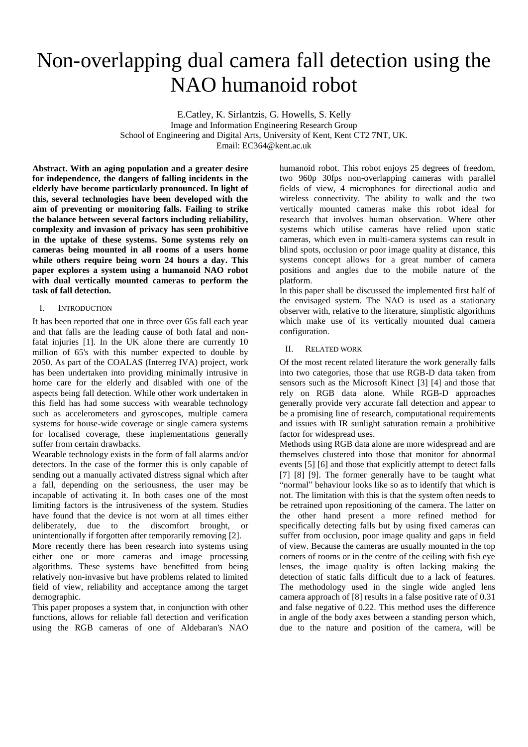# Non-overlapping dual camera fall detection using the NAO humanoid robot

E.Catley, K. Sirlantzis, G. Howells, S. Kelly
Image and Information Engineering Research Group
School of Engineering and Digital Arts, University of Kent, Kent CT2 7NT, UK.
Email: EC364@kent.ac.uk

**Abstract. With an aging population and a greater desire for independence, the dangers of falling incidents in the elderly have become particularly pronounced. In light of this, several technologies have been developed with the aim of preventing or monitoring falls. Failing to strike the balance between several factors including reliability, complexity and invasion of privacy has seen prohibitive in the uptake of these systems. Some systems rely on cameras being mounted in all rooms of a users home while others require being worn 24 hours a day. This paper explores a system using a humanoid NAO robot with dual vertically mounted cameras to perform the task of fall detection.**

## I. Introduction

It has been reported that one in three over 65s fall each year and that falls are the leading cause of both fatal and non-fatal injuries [1]. In the UK alone there are currently 10 million of 65's with this number expected to double by 2050. As part of the COALAS (Interreg IVA) project, work has been undertaken into providing minimally intrusive in home care for the elderly and disabled with one of the aspects being fall detection. While other work undertaken in this field has had some success with wearable technology such as accelerometers and gyroscopes, multiple camera systems for house-wide coverage or single camera systems for localised coverage, these implementations generally suffer from certain drawbacks.

Wearable technology exists in the form of fall alarms and/or detectors. In the case of the former this is only capable of sending out a manually activated distress signal which after a fall, depending on the seriousness, the user may be incapable of activating it. In both cases one of the most limiting factors is the intrusiveness of the system. Studies have found that the device is not worn at all times either deliberately, due to the discomfort brought, or unintentionally if forgotten after temporarily removing [2].

More recently there has been research into systems using either one or more cameras and image processing algorithms. These systems have benefitted from being relatively non-invasive but have problems related to limited field of view, reliability and acceptance among the target demographic.

This paper proposes a system that, in conjunction with other functions, allows for reliable fall detection and verification using the RGB cameras of one of Aldebaran's NAO humanoid robot. This robot enjoys 25 degrees of freedom, two 960p 30fps non-overlapping cameras with parallel fields of view, 4 microphones for directional audio and wireless connectivity. The ability to walk and the two vertically mounted cameras make this robot ideal for research that involves human observation. Where other systems which utilise cameras have relied upon static cameras, which even in multi-camera systems can result in blind spots, occlusion or poor image quality at distance, this systems concept allows for a great number of camera positions and angles due to the mobile nature of the platform.

In this paper shall be discussed the implemented first half of the envisaged system. The NAO is used as a stationary observer with, relative to the literature, simplistic algorithms which make use of its vertically mounted dual camera configuration.

## II. Related work

Of the most recent related literature the work generally falls into two categories, those that use RGB-D data taken from sensors such as the Microsoft Kinect [3] [4] and those that rely on RGB data alone. While RGB-D approaches generally provide very accurate fall detection and appear to be a promising line of research, computational requirements and issues with IR sunlight saturation remain a prohibitive factor for widespread uses.

Methods using RGB data alone are more widespread and are themselves clustered into those that monitor for abnormal events [5] [6] and those that explicitly attempt to detect falls [7] [8] [9]. The former generally have to be taught what "normal" behaviour looks like so as to identify that which is not. The limitation with this is that the system often needs to be retrained upon repositioning of the camera. The latter on the other hand present a more refined method for specifically detecting falls but by using fixed cameras can suffer from occlusion, poor image quality and gaps in field of view. Because the cameras are usually mounted in the top corners of rooms or in the centre of the ceiling with fish eye lenses, the image quality is often lacking making the detection of static falls difficult due to a lack of features. The methodology used in the single wide angled lens camera approach of [8] results in a false positive rate of 0.31 and false negative of 0.22. This method uses the difference in angle of the body axes between a standing person which, due to the nature and position of the camera, will be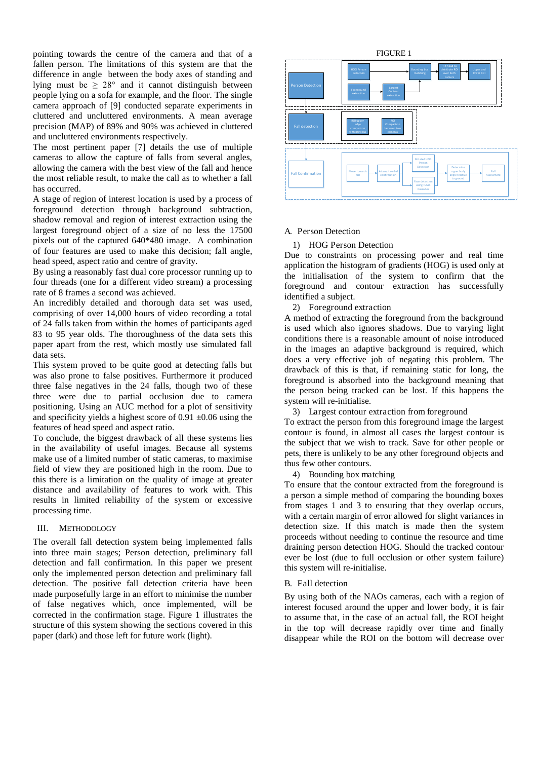pointing towards the centre of the camera and that of a fallen person. The limitations of this system are that the difference in angle between the body axes of standing and lying must be $\geq 28°$ and it cannot distinguish between people lying on a sofa for example, and the floor. The single camera approach of [9] conducted separate experiments in cluttered and uncluttered environments. A mean average precision (MAP) of 89% and 90% was achieved in cluttered and uncluttered environments respectively.

The most pertinent paper [7] details the use of multiple cameras to allow the capture of falls from several angles, allowing the camera with the best view of the fall and hence the most reliable result, to make the call as to whether a fall has occurred.

A stage of region of interest location is used by a process of foreground detection through background subtraction, shadow removal and region of interest extraction using the largest foreground object of a size of no less the 17500 pixels out of the captured 640*480 image. A combination of four features are used to make this decision; fall angle, head speed, aspect ratio and centre of gravity.

By using a reasonably fast dual core processor running up to four threads (one for a different video stream) a processing rate of 8 frames a second was achieved.

An incredibly detailed and thorough data set was used, comprising of over 14,000 hours of video recording a total of 24 falls taken from within the homes of participants aged 83 to 95 year olds. The thoroughness of the data sets this paper apart from the rest, which mostly use simulated fall data sets.

This system proved to be quite good at detecting falls but was also prone to false positives. Furthermore it produced three false negatives in the 24 falls, though two of these three were due to partial occlusion due to camera positioning. Using an AUC method for a plot of sensitivity and specificity yields a highest score of 0.91 ±0.06 using the features of head speed and aspect ratio.

To conclude, the biggest drawback of all these systems lies in the availability of useful images. Because all systems make use of a limited number of static cameras, to maximise field of view they are positioned high in the room. Due to this there is a limitation on the quality of image at greater distance and availability of features to work with. This results in limited reliability of the system or excessive processing time.

## III. METHODOLOGY

The overall fall detection system being implemented falls into three main stages; Person detection, preliminary fall detection and fall confirmation. In this paper we present only the implemented person detection and preliminary fall detection. The positive fall detection criteria have been made purposefully large in an effort to minimise the number of false negatives which, once implemented, will be corrected in the confirmation stage. Figure 1 illustrates the structure of this system showing the sections covered in this paper (dark) and those left for future work (light).

FIGURE 1

### A. Person Detection

#### 1) HOG Person Detection

Due to constraints on processing power and real time application the histogram of gradients (HOG) is used only at the initialisation of the system to confirm that the foreground and contour extraction has successfully identified a subject.

#### 2) Foreground extraction

A method of extracting the foreground from the background is used which also ignores shadows. Due to varying light conditions there is a reasonable amount of noise introduced in the images an adaptive background is required, which does a very effective job of negating this problem. The drawback of this is that, if remaining static for long, the foreground is absorbed into the background meaning that the person being tracked can be lost. If this happens the system will re-initialise.

#### 3) Largest contour extraction from foreground

To extract the person from this foreground image the largest contour is found, in almost all cases the largest contour is the subject that we wish to track. Save for other people or pets, there is unlikely to be any other foreground objects and thus few other contours.

#### 4) Bounding box matching

To ensure that the contour extracted from the foreground is a person a simple method of comparing the bounding boxes from stages 1 and 3 to ensuring that they overlap occurs, with a certain margin of error allowed for slight variances in detection size. If this match is made then the system proceeds without needing to continue the resource and time draining person detection HOG. Should the tracked contour ever be lost (due to full occlusion or other system failure) this system will re-initialise.

### B. Fall detection

By using both of the NAOs cameras, each with a region of interest focused around the upper and lower body, it is fair to assume that, in the case of an actual fall, the ROI height in the top will decrease rapidly over time and finally disappear while the ROI on the bottom will decrease over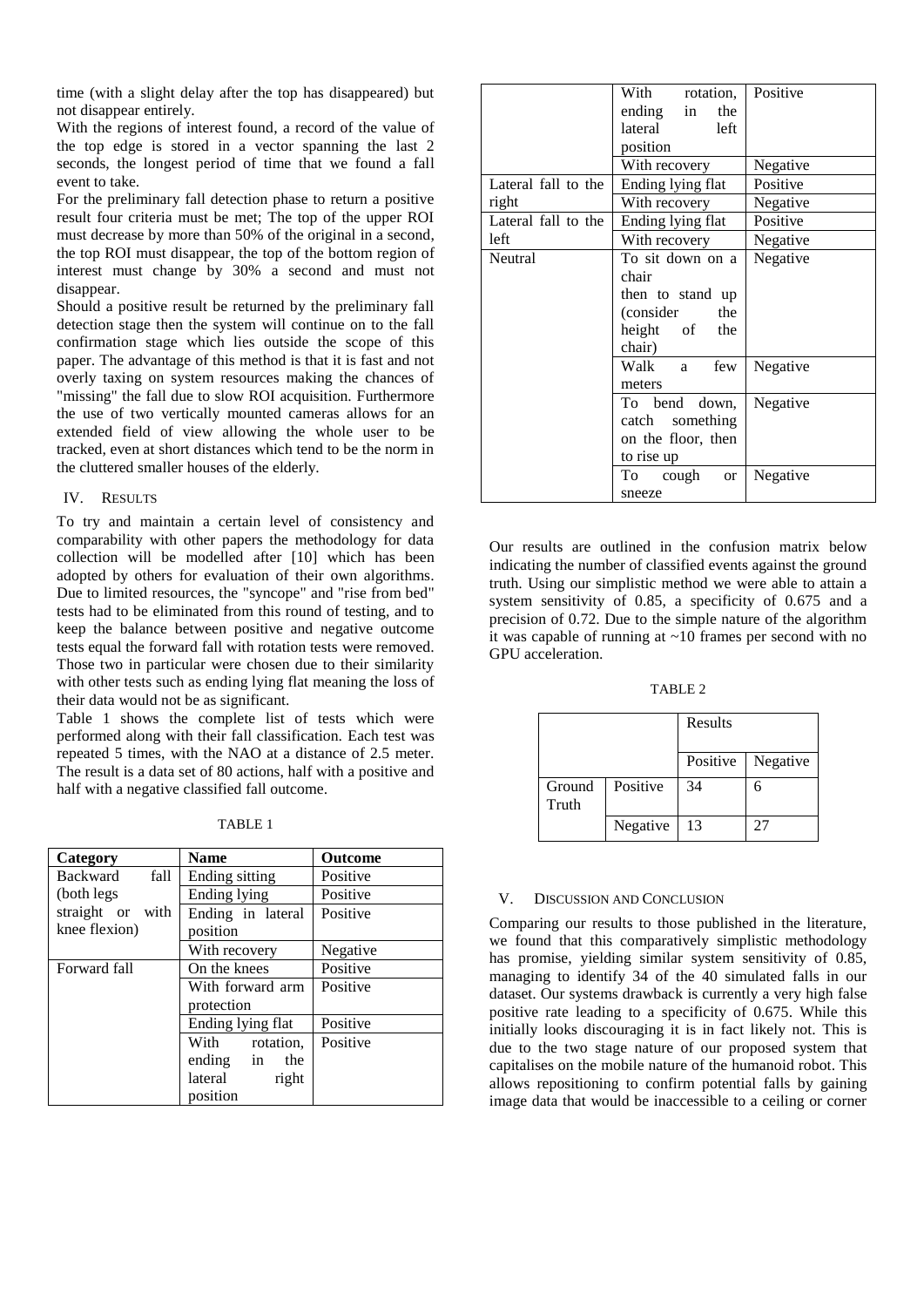time (with a slight delay after the top has disappeared) but not disappear entirely.

With the regions of interest found, a record of the value of the top edge is stored in a vector spanning the last 2 seconds, the longest period of time that we found a fall event to take.

For the preliminary fall detection phase to return a positive result four criteria must be met; The top of the upper ROI must decrease by more than 50% of the original in a second, the top ROI must disappear, the top of the bottom region of interest must change by 30% a second and must not disappear.

Should a positive result be returned by the preliminary fall detection stage then the system will continue on to the fall confirmation stage which lies outside the scope of this paper. The advantage of this method is that it is fast and not overly taxing on system resources making the chances of "missing" the fall due to slow ROI acquisition. Furthermore the use of two vertically mounted cameras allows for an extended field of view allowing the whole user to be tracked, even at short distances which tend to be the norm in the cluttered smaller houses of the elderly.

## IV. Results

To try and maintain a certain level of consistency and comparability with other papers the methodology for data collection will be modelled after [10] which has been adopted by others for evaluation of their own algorithms. Due to limited resources, the "syncope" and "rise from bed" tests had to be eliminated from this round of testing, and to keep the balance between positive and negative outcome tests equal the forward fall with rotation tests were removed. Those two in particular were chosen due to their similarity with other tests such as ending lying flat meaning the loss of their data would not be as significant.

Table 1 shows the complete list of tests which were performed along with their fall classification. Each test was repeated 5 times, with the NAO at a distance of 2.5 meter. The result is a data set of 80 actions, half with a positive and half with a negative classified fall outcome.

TABLE 1

| Category | Name | Outcome |
|---|---|---|
| Backward fall (both legs straight or with knee flexion) | Ending sitting | Positive |
| | Ending lying | Positive |
| | Ending in lateral position | Positive |
| | With recovery | Negative |
| Forward fall | On the knees | Positive |
| | With forward arm protection | Positive |
| | Ending lying flat | Positive |
| | With rotation, ending in the lateral right position | Positive |
| | With rotation, ending in the lateral left position | Positive |
| | With recovery | Negative |
| Lateral fall to the right | Ending lying flat | Positive |
| | With recovery | Negative |
| Lateral fall to the left | Ending lying flat | Positive |
| | With recovery | Negative |
| Neutral | To sit down on a chair then to stand up (consider the height of the chair) | Negative |
| | Walk a few meters | Negative |
| | To bend down, catch something on the floor, then to rise up | Negative |
| | To cough or sneeze | Negative |

Our results are outlined in the confusion matrix below indicating the number of classified events against the ground truth. Using our simplistic method we were able to attain a system sensitivity of 0.85, a specificity of 0.675 and a precision of 0.72. Due to the simple nature of the algorithm it was capable of running at ~10 frames per second with no GPU acceleration.

TABLE 2

| | | Results | |
|---|---|---|---|
| | | Positive | Negative |
| Ground Truth | Positive | 34 | 6 |
| | Negative | 13 | 27 |

## V. Discussion and Conclusion

Comparing our results to those published in the literature, we found that this comparatively simplistic methodology has promise, yielding similar system sensitivity of 0.85, managing to identify 34 of the 40 simulated falls in our dataset. Our systems drawback is currently a very high false positive rate leading to a specificity of 0.675. While this initially looks discouraging it is in fact likely not. This is due to the two stage nature of our proposed system that capitalises on the mobile nature of the humanoid robot. This allows repositioning to confirm potential falls by gaining image data that would be inaccessible to a ceiling or corner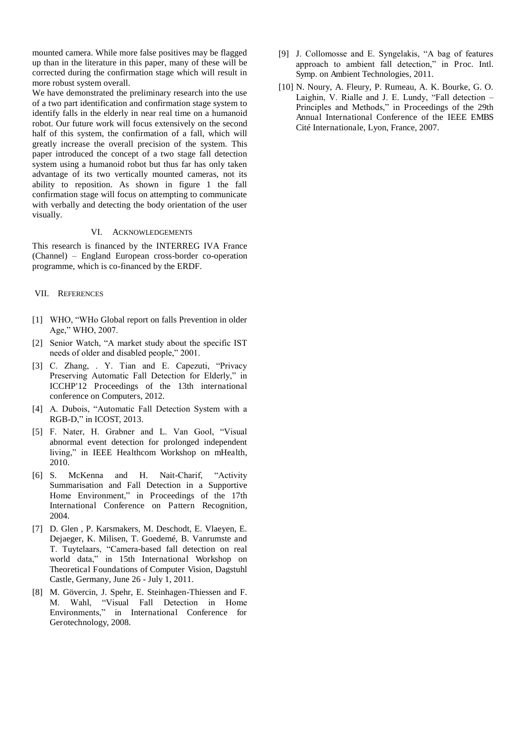mounted camera. While more false positives may be flagged up than in the literature in this paper, many of these will be corrected during the confirmation stage which will result in more robust system overall.

We have demonstrated the preliminary research into the use of a two part identification and confirmation stage system to identify falls in the elderly in near real time on a humanoid robot. Our future work will focus extensively on the second half of this system, the confirmation of a fall, which will greatly increase the overall precision of the system. This paper introduced the concept of a two stage fall detection system using a humanoid robot but thus far has only taken advantage of its two vertically mounted cameras, not its ability to reposition. As shown in figure 1 the fall confirmation stage will focus on attempting to communicate with verbally and detecting the body orientation of the user visually.

## VI. Acknowledgements

This research is financed by the INTERREG IVA France (Channel) – England European cross-border co-operation programme, which is co-financed by the ERDF.

## VII. References

[1] WHO, "WHo Global report on falls Prevention in older Age," WHO, 2007.

[2] Senior Watch, "A market study about the specific IST needs of older and disabled people," 2001.

[3] C. Zhang, . Y. Tian and E. Capezuti, "Privacy Preserving Automatic Fall Detection for Elderly," in ICCHP'12 Proceedings of the 13th international conference on Computers, 2012.

[4] A. Dubois, "Automatic Fall Detection System with a RGB-D," in ICOST, 2013.

[5] F. Nater, H. Grabner and L. Van Gool, "Visual abnormal event detection for prolonged independent living," in IEEE Healthcom Workshop on mHealth, 2010.

[6] S. McKenna and H. Nait-Charif, "Activity Summarisation and Fall Detection in a Supportive Home Environment," in Proceedings of the 17th International Conference on Pattern Recognition, 2004.

[7] D. Glen , P. Karsmakers, M. Deschodt, E. Vlaeyen, E. Dejaeger, K. Milisen, T. Goedemé, B. Vanrumste and T. Tuytelaars, "Camera-based fall detection on real world data," in 15th International Workshop on Theoretical Foundations of Computer Vision, Dagstuhl Castle, Germany, June 26 - July 1, 2011.

[8] M. Gövercin, J. Spehr, E. Steinhagen-Thiessen and F. M. Wahl, "Visual Fall Detection in Home Environments," in International Conference for Gerotechnology, 2008.

[9] J. Collomosse and E. Syngelakis, "A bag of features approach to ambient fall detection," in Proc. Intl. Symp. on Ambient Technologies, 2011.

[10] N. Noury, A. Fleury, P. Rumeau, A. K. Bourke, G. O. Laighin, V. Rialle and J. E. Lundy, "Fall detection – Principles and Methods," in Proceedings of the 29th Annual International Conference of the IEEE EMBS Cité Internationale, Lyon, France, 2007.